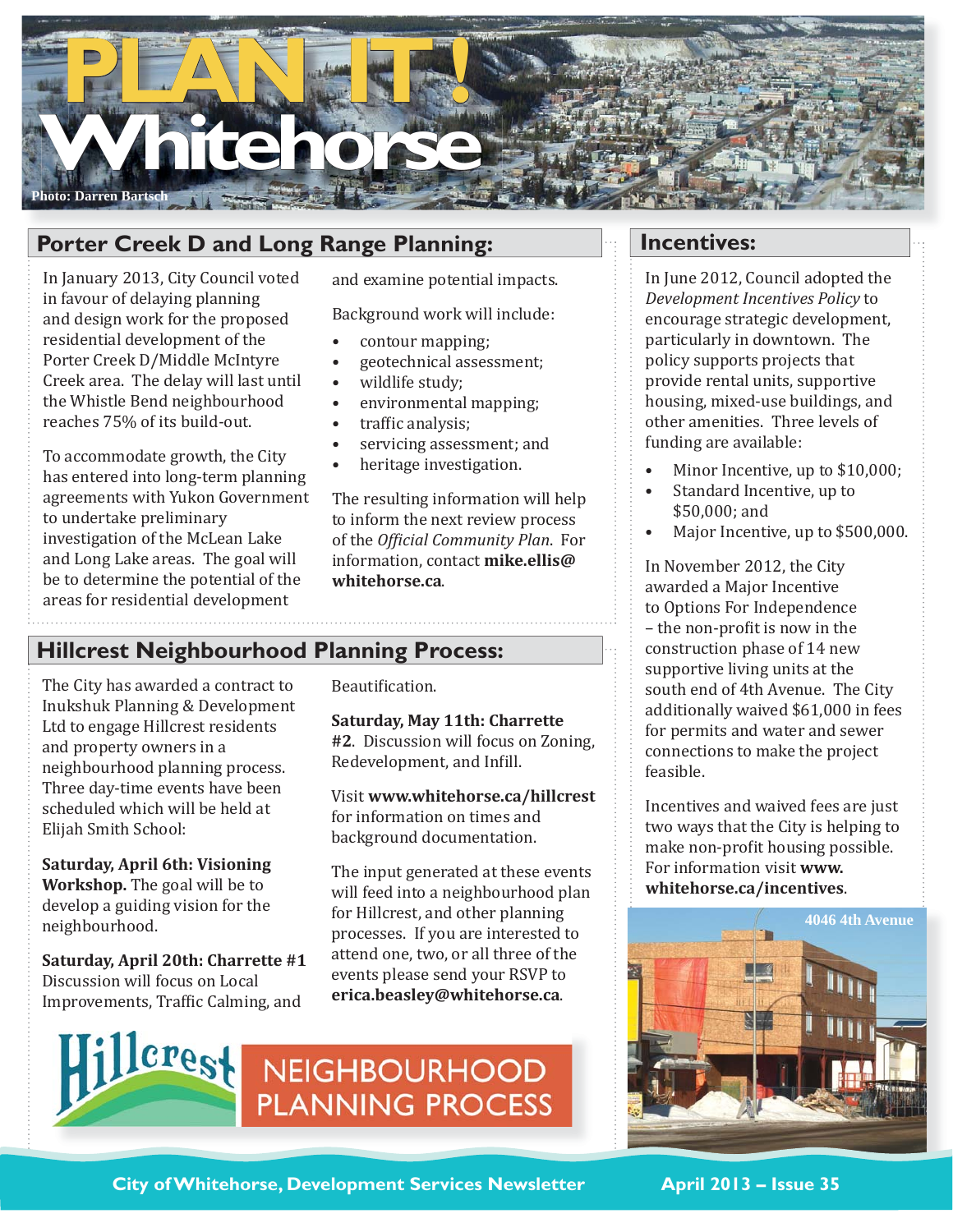# PLAN IT! Whitehorse

Photo: Darren Bartsch

## Porter Creek D and Long Range Planning:

In January 2013, City Council voted in favour of delaying planning and design work for the proposed residential development of the Porter Creek D/Middle McIntyre Creek area. The delay will last until the Whistle Bend neighbourhood reaches 75% of its build-out.

To accommodate growth, the City has entered into long-term planning agreements with Yukon Government to undertake preliminary investigation of the McLean Lake and Long Lake areas. The goal will be to determine the potential of the areas for residential development and examine potential impacts.

Background work will include:

- contour mapping;
- geotechnical assessment;
- wildlife study;
- environmental mapping;
- traffic analysis;
- servicing assessment; and
- heritage investigation.

The resulting information will help to inform the next review process of the *Official Community Plan*. For information, contact **mike.ellis@whitehorse.ca**.

## Hillcrest Neighbourhood Planning Process:

The City has awarded a contract to Inukshuk Planning & Development Ltd to engage Hillcrest residents and property owners in a neighbourhood planning process. Three day-time events have been scheduled which will be held at Elijah Smith School:

**Saturday, April 6th: Visioning Workshop.** The goal will be to develop a guiding vision for the neighbourhood.

**Saturday, April 20th: Charrette #1** Discussion will focus on Local Improvements, Traffic Calming, and Beautification.

**Saturday, May 11th: Charrette #2**. Discussion will focus on Zoning, Redevelopment, and Infill.

Visit **www.whitehorse.ca/hillcrest** for information on times and background documentation.

The input generated at these events will feed into a neighbourhood plan for Hillcrest, and other planning processes. If you are interested to attend one, two, or all three of the events please send your RSVP to **erica.beasley@whitehorse.ca**.

Hillcrest NEIGHBOURHOOD PLANNING PROCESS

## Incentives:

In June 2012, Council adopted the *Development Incentives Policy* to encourage strategic development, particularly in downtown. The policy supports projects that provide rental units, supportive housing, mixed-use buildings, and other amenities. Three levels of funding are available:

- Minor Incentive, up to $10,000;
- Standard Incentive, up to $50,000; and
- Major Incentive, up to $500,000.

In November 2012, the City awarded a Major Incentive to Options For Independence – the non-profit is now in the construction phase of 14 new supportive living units at the south end of 4th Avenue. The City additionally waived $61,000 in fees for permits and water and sewer connections to make the project feasible.

Incentives and waived fees are just two ways that the City is helping to make non-profit housing possible. For information visit **www.whitehorse.ca/incentives**.

4046 4th Avenue

City of Whitehorse, Development Services Newsletter — April 2013 – Issue 35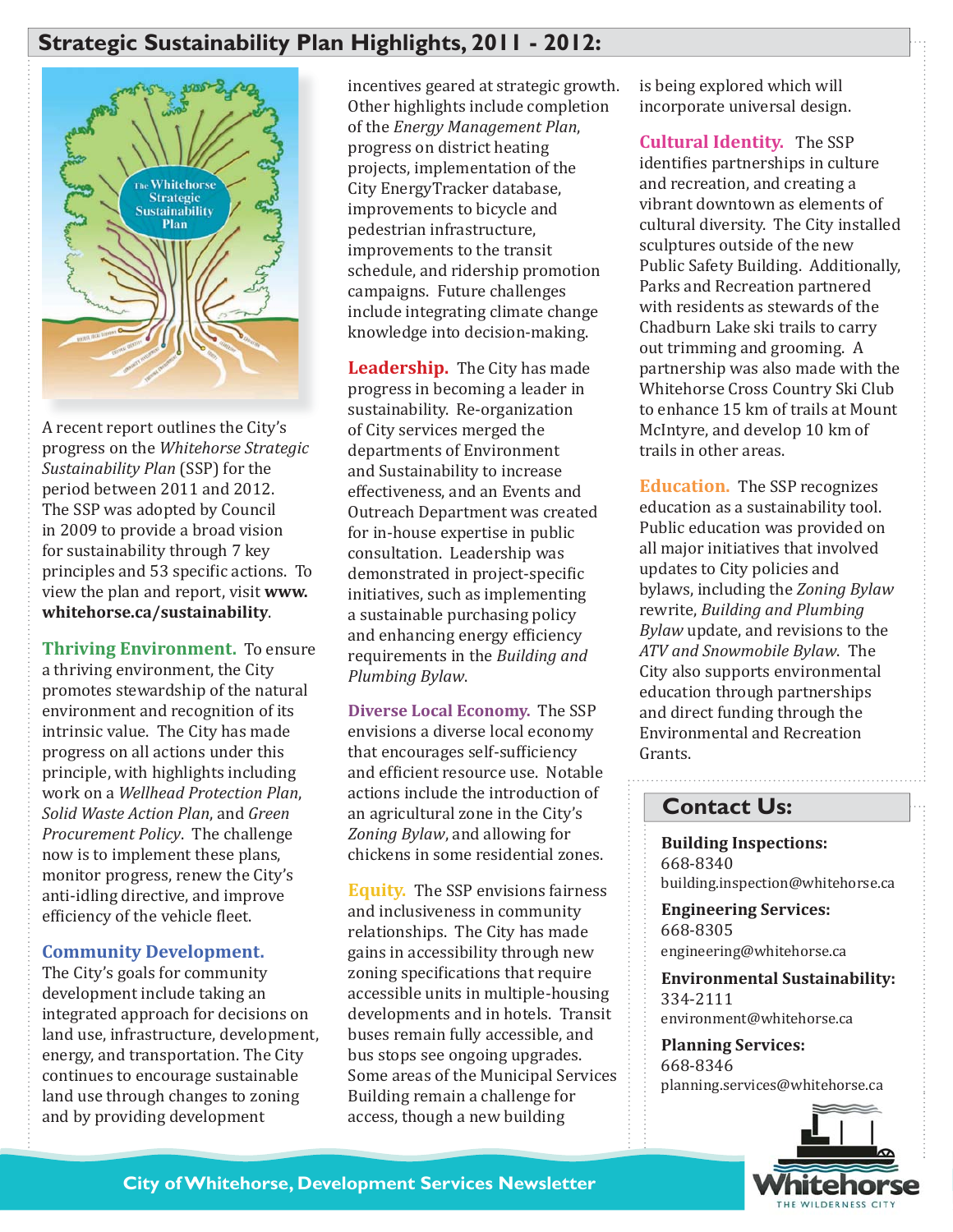## Strategic Sustainability Plan Highlights, 2011 - 2012:

A recent report outlines the City's progress on the *Whitehorse Strategic Sustainability Plan* (SSP) for the period between 2011 and 2012. The SSP was adopted by Council in 2009 to provide a broad vision for sustainability through 7 key principles and 53 specific actions. To view the plan and report, visit **www.whitehorse.ca/sustainability**.

**Thriving Environment.** To ensure a thriving environment, the City promotes stewardship of the natural environment and recognition of its intrinsic value. The City has made progress on all actions under this principle, with highlights including work on a *Wellhead Protection Plan*, *Solid Waste Action Plan*, and *Green Procurement Policy*. The challenge now is to implement these plans, monitor progress, renew the City's anti-idling directive, and improve efficiency of the vehicle fleet.

**Community Development.** The City's goals for community development include taking an integrated approach for decisions on land use, infrastructure, development, energy, and transportation. The City continues to encourage sustainable land use through changes to zoning and by providing development incentives geared at strategic growth. Other highlights include completion of the *Energy Management Plan*, progress on district heating projects, implementation of the City EnergyTracker database, improvements to bicycle and pedestrian infrastructure, improvements to the transit schedule, and ridership promotion campaigns. Future challenges include integrating climate change knowledge into decision-making.

**Leadership.** The City has made progress in becoming a leader in sustainability. Re-organization of City services merged the departments of Environment and Sustainability to increase effectiveness, and an Events and Outreach Department was created for in-house expertise in public consultation. Leadership was demonstrated in project-specific initiatives, such as implementing a sustainable purchasing policy and enhancing energy efficiency requirements in the *Building and Plumbing Bylaw*.

**Diverse Local Economy.** The SSP envisions a diverse local economy that encourages self-sufficiency and efficient resource use. Notable actions include the introduction of an agricultural zone in the City's *Zoning Bylaw*, and allowing for chickens in some residential zones.

**Equity.** The SSP envisions fairness and inclusiveness in community relationships. The City has made gains in accessibility through new zoning specifications that require accessible units in multiple-housing developments and in hotels. Transit buses remain fully accessible, and bus stops see ongoing upgrades. Some areas of the Municipal Services Building remain a challenge for access, though a new building is being explored which will incorporate universal design.

**Cultural Identity.** The SSP identifies partnerships in culture and recreation, and creating a vibrant downtown as elements of cultural diversity. The City installed sculptures outside of the new Public Safety Building. Additionally, Parks and Recreation partnered with residents as stewards of the Chadburn Lake ski trails to carry out trimming and grooming. A partnership was also made with the Whitehorse Cross Country Ski Club to enhance 15 km of trails at Mount McIntyre, and develop 10 km of trails in other areas.

**Education.** The SSP recognizes education as a sustainability tool. Public education was provided on all major initiatives that involved updates to City policies and bylaws, including the *Zoning Bylaw* rewrite, *Building and Plumbing Bylaw* update, and revisions to the *ATV and Snowmobile Bylaw*. The City also supports environmental education through partnerships and direct funding through the Environmental and Recreation Grants.

## Contact Us:

**Building Inspections:**
668-8340
building.inspection@whitehorse.ca

**Engineering Services:**
668-8305
engineering@whitehorse.ca

**Environmental Sustainability:**
334-2111
environment@whitehorse.ca

**Planning Services:**
668-8346
planning.services@whitehorse.ca